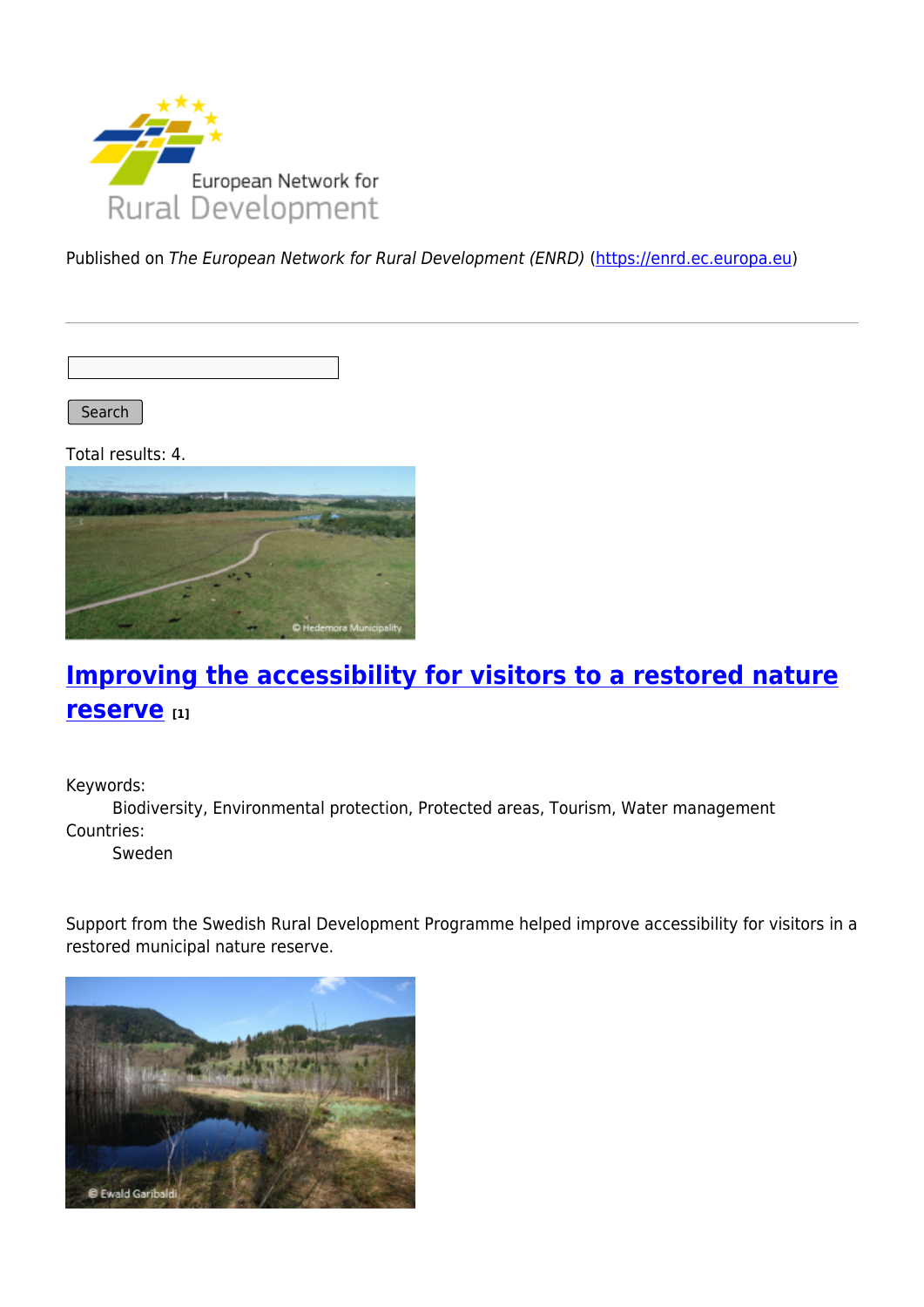Published on *The European Network for Rural Development (ENRD)* (https://enrd.ec.europa.eu)

Search

Total results: 4.

## [Improving the accessibility for visitors to a restored nature reserve](#) [1]

Keywords:
  Biodiversity, Environmental protection, Protected areas, Tourism, Water management

Countries:
  Sweden

Support from the Swedish Rural Development Programme helped improve accessibility for visitors in a restored municipal nature reserve.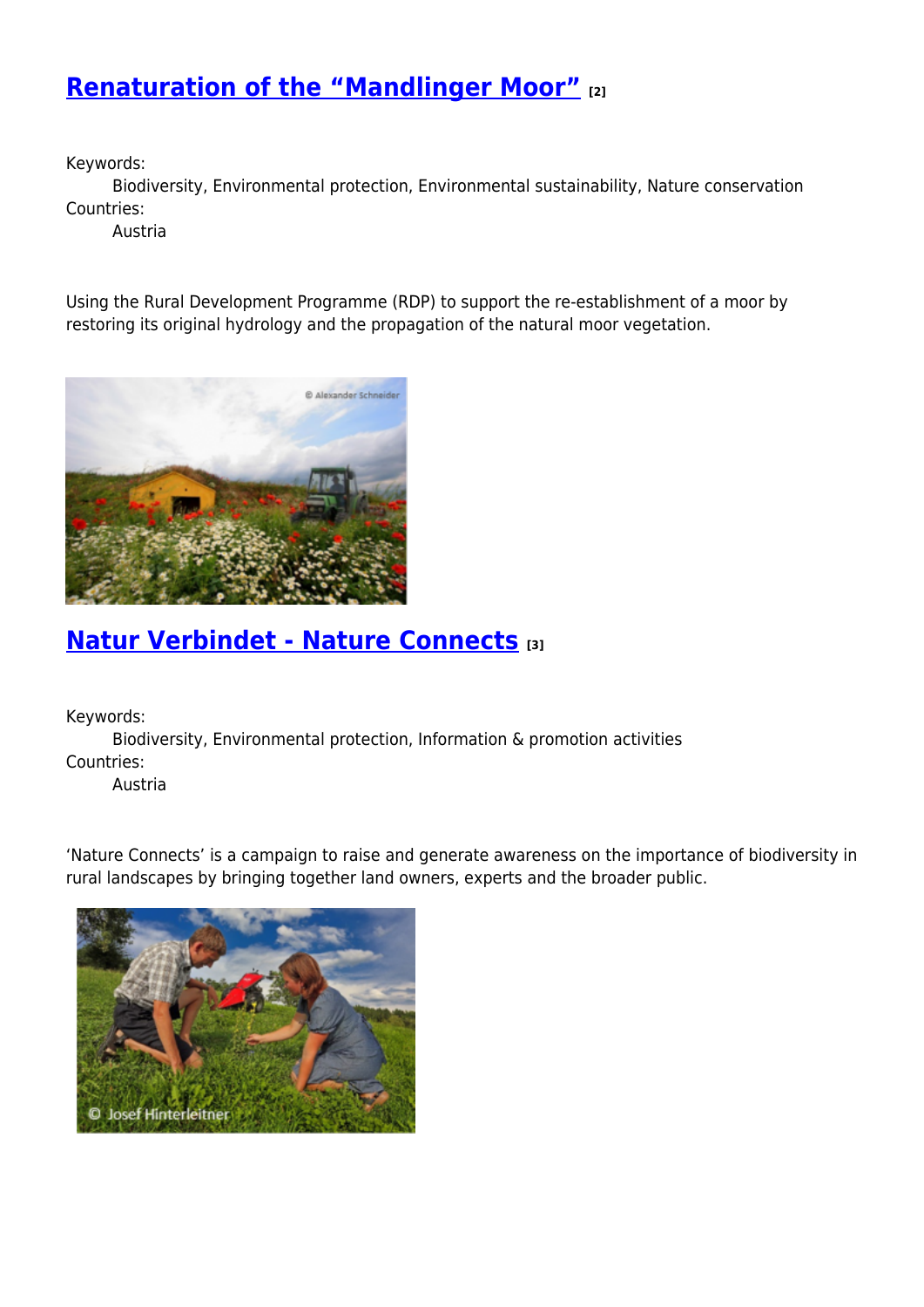## [Renaturation of the “Mandlinger Moor”](#) [2]

Keywords:
: Biodiversity, Environmental protection, Environmental sustainability, Nature conservation

Countries:
: Austria

Using the Rural Development Programme (RDP) to support the re-establishment of a moor by restoring its original hydrology and the propagation of the natural moor vegetation.

## [Natur Verbindet - Nature Connects](#) [3]

Keywords:
: Biodiversity, Environmental protection, Information & promotion activities

Countries:
: Austria

‘Nature Connects’ is a campaign to raise and generate awareness on the importance of biodiversity in rural landscapes by bringing together land owners, experts and the broader public.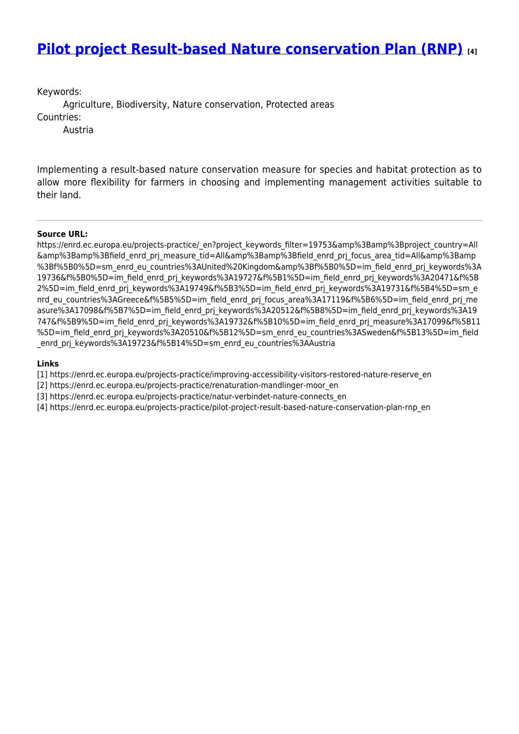## [Pilot project Result-based Nature conservation Plan (RNP)](https://enrd.ec.europa.eu/projects-practice/pilot-project-result-based-nature-conservation-plan-rnp_en) [4]

Keywords:

Agriculture, Biodiversity, Nature conservation, Protected areas

Countries:

Austria

Implementing a result-based nature conservation measure for species and habitat protection as to allow more flexibility for farmers in choosing and implementing management activities suitable to their land.

---

**Source URL:**
https://enrd.ec.europa.eu/projects-practice/_en?project_keywords_filter=19753&amp%3Bamp%3Bproject_country=All&amp%3Bamp%3Bfield_enrd_prj_measure_tid=All&amp%3Bamp%3Bfield_enrd_prj_focus_area_tid=All&amp%3Bamp%3Bf%5B0%5D=sm_enrd_eu_countries%3AUnited%20Kingdom&amp%3Bf%5B0%5D=im_field_enrd_prj_keywords%3A19736&f%5B0%5D=im_field_enrd_prj_keywords%3A19727&f%5B1%5D=im_field_enrd_prj_keywords%3A20471&f%5B2%5D=im_field_enrd_prj_keywords%3A19749&f%5B3%5D=im_field_enrd_prj_keywords%3A19731&f%5B4%5D=sm_enrd_eu_countries%3AGreece&f%5B5%5D=im_field_enrd_prj_focus_area%3A17119&f%5B6%5D=im_field_enrd_prj_measure%3A17098&f%5B7%5D=im_field_enrd_prj_keywords%3A20512&f%5B8%5D=im_field_enrd_prj_keywords%3A19747&f%5B9%5D=im_field_enrd_prj_keywords%3A19732&f%5B10%5D=im_field_enrd_prj_measure%3A17099&f%5B11%5D=im_field_enrd_prj_keywords%3A20510&f%5B12%5D=sm_enrd_eu_countries%3ASweden&f%5B13%5D=im_field_enrd_prj_keywords%3A19723&f%5B14%5D=sm_enrd_eu_countries%3AAustria

**Links**

[1] https://enrd.ec.europa.eu/projects-practice/improving-accessibility-visitors-restored-nature-reserve_en
[2] https://enrd.ec.europa.eu/projects-practice/renaturation-mandlinger-moor_en
[3] https://enrd.ec.europa.eu/projects-practice/natur-verbindet-nature-connects_en
[4] https://enrd.ec.europa.eu/projects-practice/pilot-project-result-based-nature-conservation-plan-rnp_en